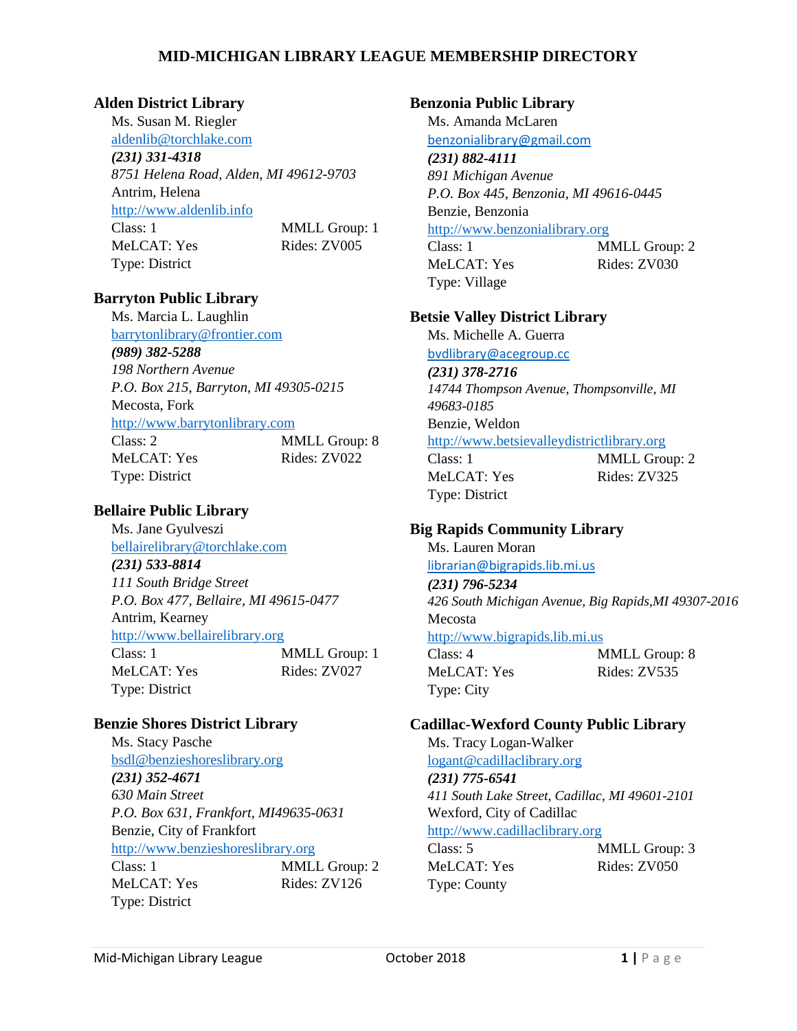# MID-MICHIGAN LIBRARY LEAGUE MEMBERSHIP DIRECTORY

### Alden District Library

Ms. Susan M. Riegler
aldenlib@torchlake.com
***(231) 331-4318***
*8751 Helena Road, Alden, MI 49612-9703*
Antrim, Helena
http://www.aldenlib.info
Class: 1 MMLL Group: 1
MeLCAT: Yes Rides: ZV005
Type: District

### Barryton Public Library

Ms. Marcia L. Laughlin
barrytonlibrary@frontier.com
***(989) 382-5288***
*198 Northern Avenue*
*P.O. Box 215, Barryton, MI 49305-0215*
Mecosta, Fork
http://www.barrytonlibrary.com
Class: 2 MMLL Group: 8
MeLCAT: Yes Rides: ZV022
Type: District

### Bellaire Public Library

Ms. Jane Gyulveszi
bellairelibrary@torchlake.com
***(231) 533-8814***
*111 South Bridge Street*
*P.O. Box 477, Bellaire, MI 49615-0477*
Antrim, Kearney
http://www.bellairelibrary.org
Class: 1 MMLL Group: 1
MeLCAT: Yes Rides: ZV027
Type: District

### Benzie Shores District Library

Ms. Stacy Pasche
bsdl@benzieshoreslibrary.org
***(231) 352-4671***
*630 Main Street*
*P.O. Box 631, Frankfort, MI49635-0631*
Benzie, City of Frankfort
http://www.benzieshoreslibrary.org
Class: 1 MMLL Group: 2
MeLCAT: Yes Rides: ZV126
Type: District

### Benzonia Public Library

Ms. Amanda McLaren
benzonialibrary@gmail.com
***(231) 882-4111***
*891 Michigan Avenue*
*P.O. Box 445, Benzonia, MI 49616-0445*
Benzie, Benzonia
http://www.benzonialibrary.org
Class: 1 MMLL Group: 2
MeLCAT: Yes Rides: ZV030
Type: Village

### Betsie Valley District Library

Ms. Michelle A. Guerra
bvdlibrary@acegroup.cc
***(231) 378-2716***
*14744 Thompson Avenue, Thompsonville, MI 49683-0185*
Benzie, Weldon
http://www.betsievalleydistrictlibrary.org
Class: 1 MMLL Group: 2
MeLCAT: Yes Rides: ZV325
Type: District

### Big Rapids Community Library

Ms. Lauren Moran
librarian@bigrapids.lib.mi.us
***(231) 796-5234***
*426 South Michigan Avenue, Big Rapids,MI 49307-2016*
Mecosta
http://www.bigrapids.lib.mi.us
Class: 4 MMLL Group: 8
MeLCAT: Yes Rides: ZV535
Type: City

### Cadillac-Wexford County Public Library

Ms. Tracy Logan-Walker
logant@cadillaclibrary.org
***(231) 775-6541***
*411 South Lake Street, Cadillac, MI 49601-2101*
Wexford, City of Cadillac
http://www.cadillaclibrary.org
Class: 5 MMLL Group: 3
MeLCAT: Yes Rides: ZV050
Type: County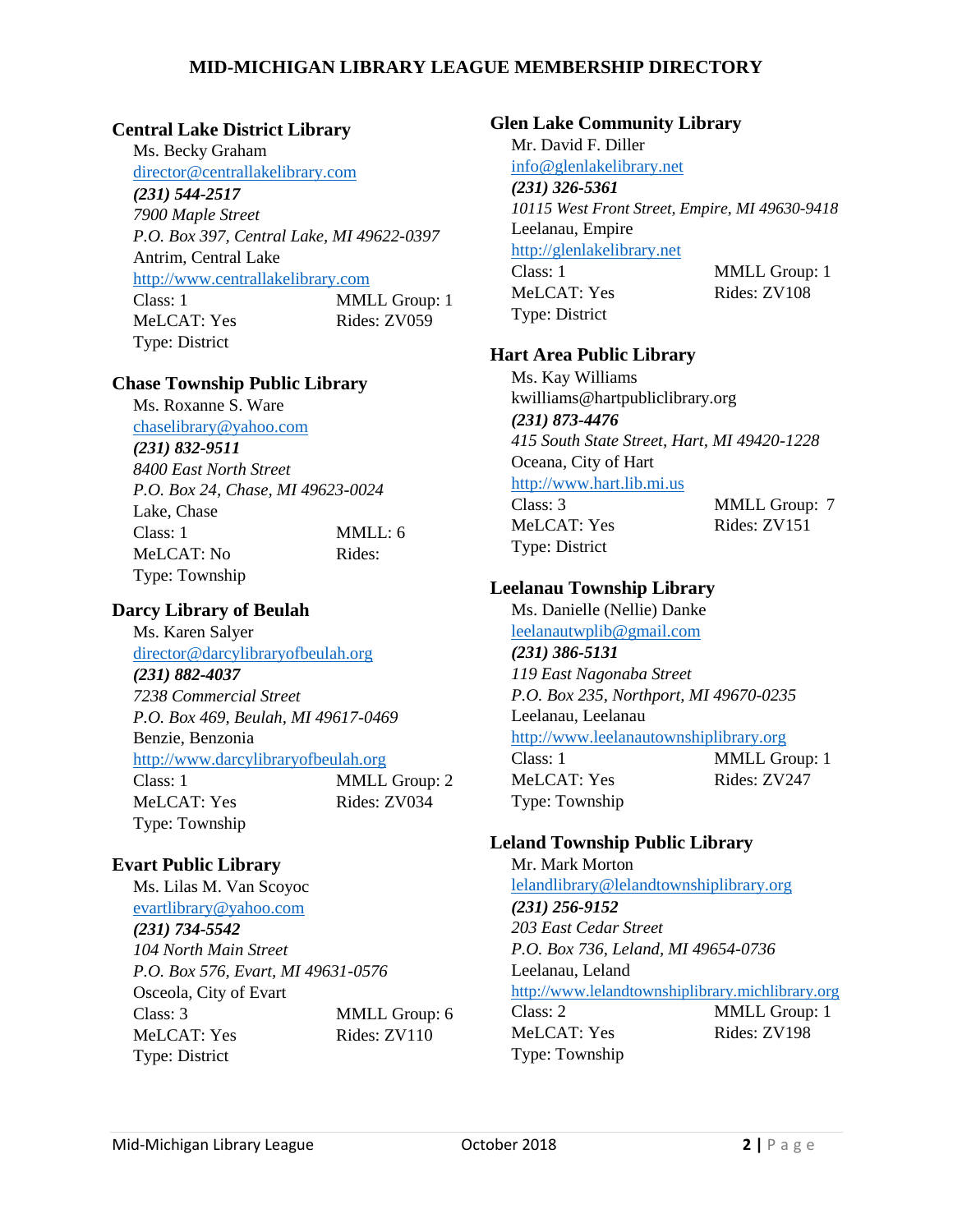# MID-MICHIGAN LIBRARY LEAGUE MEMBERSHIP DIRECTORY

### Central Lake District Library

Ms. Becky Graham
director@centrallakelibrary.com
***(231) 544-2517***
*7900 Maple Street*
*P.O. Box 397, Central Lake, MI 49622-0397*
Antrim, Central Lake
http://www.centrallakelibrary.com
Class: 1 MMLL Group: 1
MeLCAT: Yes Rides: ZV059
Type: District

### Chase Township Public Library

Ms. Roxanne S. Ware
chaselibrary@yahoo.com
***(231) 832-9511***
*8400 East North Street*
*P.O. Box 24, Chase, MI 49623-0024*
Lake, Chase
Class: 1 MMLL: 6
MeLCAT: No Rides:
Type: Township

### Darcy Library of Beulah

Ms. Karen Salyer
director@darcylibraryofbeulah.org
***(231) 882-4037***
*7238 Commercial Street*
*P.O. Box 469, Beulah, MI 49617-0469*
Benzie, Benzonia
http://www.darcylibraryofbeulah.org
Class: 1 MMLL Group: 2
MeLCAT: Yes Rides: ZV034
Type: Township

### Evart Public Library

Ms. Lilas M. Van Scoyoc
evartlibrary@yahoo.com
***(231) 734-5542***
*104 North Main Street*
*P.O. Box 576, Evart, MI 49631-0576*
Osceola, City of Evart
Class: 3 MMLL Group: 6
MeLCAT: Yes Rides: ZV110
Type: District

### Glen Lake Community Library

Mr. David F. Diller
info@glenlakelibrary.net
***(231) 326-5361***
*10115 West Front Street, Empire, MI 49630-9418*
Leelanau, Empire
http://glenlakelibrary.net
Class: 1 MMLL Group: 1
MeLCAT: Yes Rides: ZV108
Type: District

### Hart Area Public Library

Ms. Kay Williams
kwilliams@hartpubliclibrary.org
***(231) 873-4476***
*415 South State Street, Hart, MI 49420-1228*
Oceana, City of Hart
http://www.hart.lib.mi.us
Class: 3 MMLL Group: 7
MeLCAT: Yes Rides: ZV151
Type: District

### Leelanau Township Library

Ms. Danielle (Nellie) Danke
leelanautwplib@gmail.com
***(231) 386-5131***
*119 East Nagonaba Street*
*P.O. Box 235, Northport, MI 49670-0235*
Leelanau, Leelanau
http://www.leelanautownshiplibrary.org
Class: 1 MMLL Group: 1
MeLCAT: Yes Rides: ZV247
Type: Township

### Leland Township Public Library

Mr. Mark Morton
lelandlibrary@lelandtownshiplibrary.org
***(231) 256-9152***
*203 East Cedar Street*
*P.O. Box 736, Leland, MI 49654-0736*
Leelanau, Leland
http://www.lelandtownshiplibrary.michlibrary.org
Class: 2 MMLL Group: 1
MeLCAT: Yes Rides: ZV198
Type: Township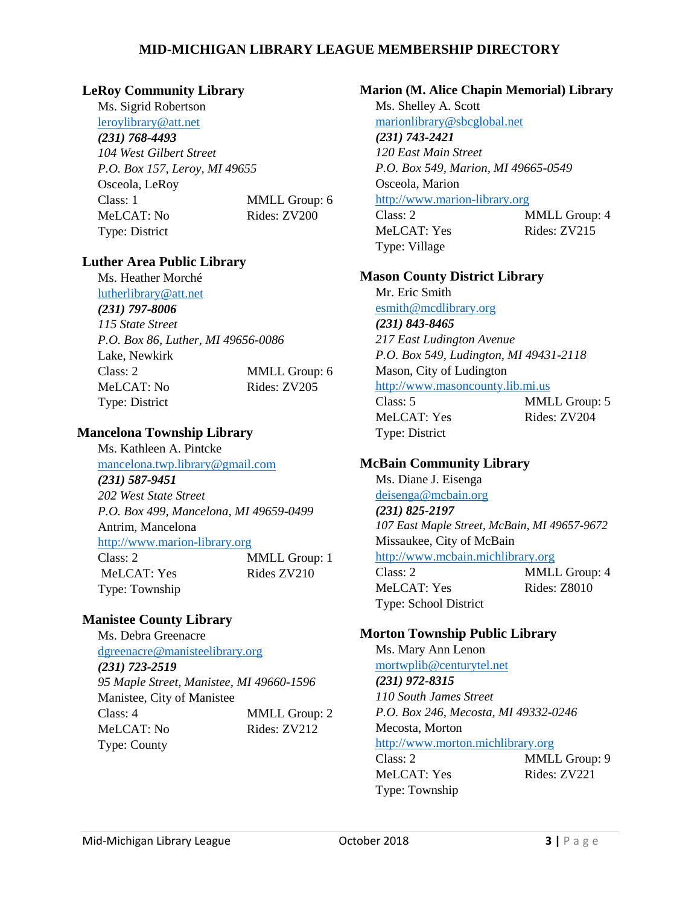# MID-MICHIGAN LIBRARY LEAGUE MEMBERSHIP DIRECTORY

## LeRoy Community Library

Ms. Sigrid Robertson
leroylibrary@att.net
***(231) 768-4493***
*104 West Gilbert Street*
*P.O. Box 157, Leroy, MI 49655*
Osceola, LeRoy
Class: 1 MMLL Group: 6
MeLCAT: No Rides: ZV200
Type: District

## Luther Area Public Library

Ms. Heather Morché
lutherlibrary@att.net
***(231) 797-8006***
*115 State Street*
*P.O. Box 86, Luther, MI 49656-0086*
Lake, Newkirk
Class: 2 MMLL Group: 6
MeLCAT: No Rides: ZV205
Type: District

## Mancelona Township Library

Ms. Kathleen A. Pintcke
mancelona.twp.library@gmail.com
***(231) 587-9451***
*202 West State Street*
*P.O. Box 499, Mancelona, MI 49659-0499*
Antrim, Mancelona
http://www.marion-library.org
Class: 2 MMLL Group: 1
MeLCAT: Yes Rides ZV210
Type: Township

## Manistee County Library

Ms. Debra Greenacre
dgreenacre@manisteelibrary.org
***(231) 723-2519***
*95 Maple Street, Manistee, MI 49660-1596*
Manistee, City of Manistee
Class: 4 MMLL Group: 2
MeLCAT: No Rides: ZV212
Type: County

## Marion (M. Alice Chapin Memorial) Library

Ms. Shelley A. Scott
marionlibrary@sbcglobal.net
***(231) 743-2421***
*120 East Main Street*
*P.O. Box 549, Marion, MI 49665-0549*
Osceola, Marion
http://www.marion-library.org
Class: 2 MMLL Group: 4
MeLCAT: Yes Rides: ZV215
Type: Village

## Mason County District Library

Mr. Eric Smith
esmith@mcdlibrary.org
***(231) 843-8465***
*217 East Ludington Avenue*
*P.O. Box 549, Ludington, MI 49431-2118*
Mason, City of Ludington
http://www.masoncounty.lib.mi.us
Class: 5 MMLL Group: 5
MeLCAT: Yes Rides: ZV204
Type: District

## McBain Community Library

Ms. Diane J. Eisenga
deisenga@mcbain.org
***(231) 825-2197***
*107 East Maple Street, McBain, MI 49657-9672*
Missaukee, City of McBain
http://www.mcbain.michlibrary.org
Class: 2 MMLL Group: 4
MeLCAT: Yes Rides: Z8010
Type: School District

## Morton Township Public Library

Ms. Mary Ann Lenon
mortwplib@centurytel.net
***(231) 972-8315***
*110 South James Street*
*P.O. Box 246, Mecosta, MI 49332-0246*
Mecosta, Morton
http://www.morton.michlibrary.org
Class: 2 MMLL Group: 9
MeLCAT: Yes Rides: ZV221
Type: Township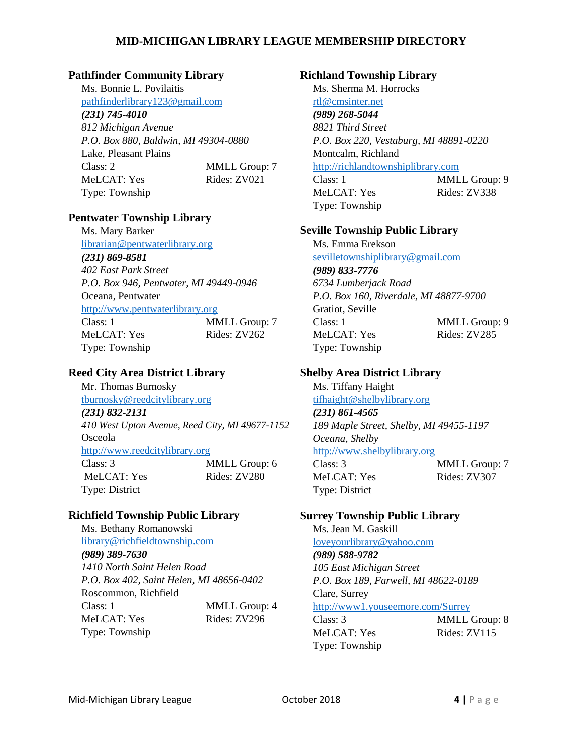**MID-MICHIGAN LIBRARY LEAGUE MEMBERSHIP DIRECTORY**

### Pathfinder Community Library

Ms. Bonnie L. Povilaitis
pathfinderlibrary123@gmail.com
***(231) 745-4010***
*812 Michigan Avenue*
*P.O. Box 880, Baldwin, MI 49304-0880*
Lake, Pleasant Plains
Class: 2 — MMLL Group: 7
MeLCAT: Yes — Rides: ZV021
Type: Township

### Pentwater Township Library

Ms. Mary Barker
librarian@pentwaterlibrary.org
***(231) 869-8581***
*402 East Park Street*
*P.O. Box 946, Pentwater, MI 49449-0946*
Oceana, Pentwater
http://www.pentwaterlibrary.org
Class: 1 — MMLL Group: 7
MeLCAT: Yes — Rides: ZV262
Type: Township

### Reed City Area District Library

Mr. Thomas Burnosky
tburnosky@reedcitylibrary.org
***(231) 832-2131***
*410 West Upton Avenue, Reed City, MI 49677-1152*
Osceola
http://www.reedcitylibrary.org
Class: 3 — MMLL Group: 6
MeLCAT: Yes — Rides: ZV280
Type: District

### Richfield Township Public Library

Ms. Bethany Romanowski
library@richfieldtownship.com
***(989) 389-7630***
*1410 North Saint Helen Road*
*P.O. Box 402, Saint Helen, MI 48656-0402*
Roscommon, Richfield
Class: 1 — MMLL Group: 4
MeLCAT: Yes — Rides: ZV296
Type: Township

### Richland Township Library

Ms. Sherma M. Horrocks
rtl@cmsinter.net
***(989) 268-5044***
*8821 Third Street*
*P.O. Box 220, Vestaburg, MI 48891-0220*
Montcalm, Richland
http://richlandtownshiplibrary.com
Class: 1 — MMLL Group: 9
MeLCAT: Yes — Rides: ZV338
Type: Township

### Seville Township Public Library

Ms. Emma Erekson
sevilletownshiplibrary@gmail.com
***(989) 833-7776***
*6734 Lumberjack Road*
*P.O. Box 160, Riverdale, MI 48877-9700*
Gratiot, Seville
Class: 1 — MMLL Group: 9
MeLCAT: Yes — Rides: ZV285
Type: Township

### Shelby Area District Library

Ms. Tiffany Haight
tifhaight@shelbylibrary.org
***(231) 861-4565***
*189 Maple Street, Shelby, MI 49455-1197*
*Oceana, Shelby*
http://www.shelbylibrary.org
Class: 3 — MMLL Group: 7
MeLCAT: Yes — Rides: ZV307
Type: District

### Surrey Township Public Library

Ms. Jean M. Gaskill
loveyourlibrary@yahoo.com
***(989) 588-9782***
*105 East Michigan Street*
*P.O. Box 189, Farwell, MI 48622-0189*
Clare, Surrey
http://www1.youseemore.com/Surrey
Class: 3 — MMLL Group: 8
MeLCAT: Yes — Rides: ZV115
Type: Township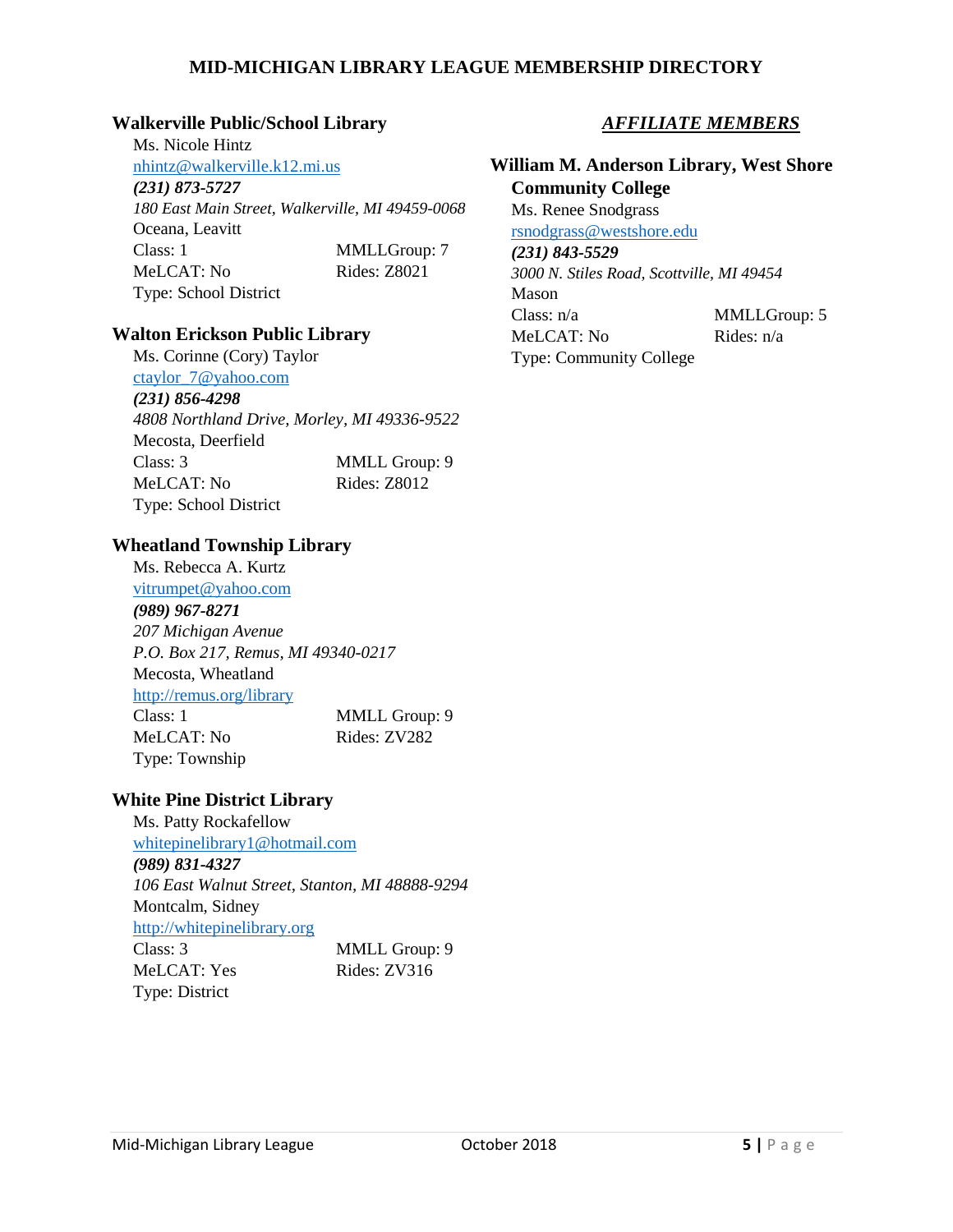**MID-MICHIGAN LIBRARY LEAGUE MEMBERSHIP DIRECTORY**

### Walkerville Public/School Library

Ms. Nicole Hintz
nhintz@walkerville.k12.mi.us
***(231) 873-5727***
*180 East Main Street, Walkerville, MI 49459-0068*
Oceana, Leavitt
Class: 1 MMLLGroup: 7
MeLCAT: No Rides: Z8021
Type: School District

### Walton Erickson Public Library

Ms. Corinne (Cory) Taylor
ctaylor_7@yahoo.com
***(231) 856-4298***
*4808 Northland Drive, Morley, MI 49336-9522*
Mecosta, Deerfield
Class: 3 MMLL Group: 9
MeLCAT: No Rides: Z8012
Type: School District

### Wheatland Township Library

Ms. Rebecca A. Kurtz
vitrumpet@yahoo.com
***(989) 967-8271***
*207 Michigan Avenue*
*P.O. Box 217, Remus, MI 49340-0217*
Mecosta, Wheatland
http://remus.org/library
Class: 1 MMLL Group: 9
MeLCAT: No Rides: ZV282
Type: Township

### White Pine District Library

Ms. Patty Rockafellow
whitepinelibrary1@hotmail.com
***(989) 831-4327***
*106 East Walnut Street, Stanton, MI 48888-9294*
Montcalm, Sidney
http://whitepinelibrary.org
Class: 3 MMLL Group: 9
MeLCAT: Yes Rides: ZV316
Type: District

## *AFFILIATE MEMBERS*

### William M. Anderson Library, West Shore Community College

Ms. Renee Snodgrass
rsnodgrass@westshore.edu
***(231) 843-5529***
*3000 N. Stiles Road, Scottville, MI 49454*
Mason
Class: n/a MMLLGroup: 5
MeLCAT: No Rides: n/a
Type: Community College